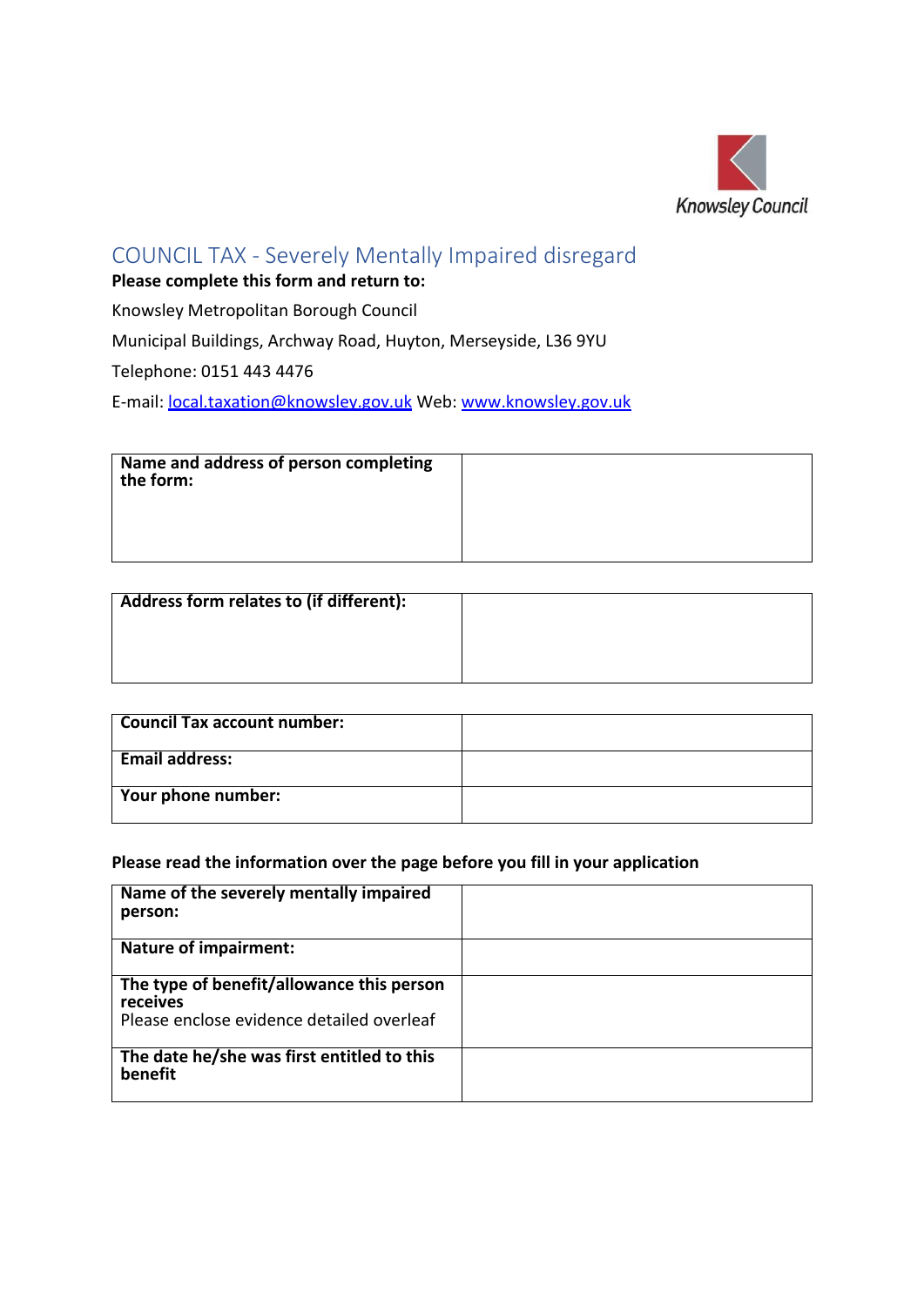Knowsley Council

# COUNCIL TAX - Severely Mentally Impaired disregard

**Please complete this form and return to:**

Knowsley Metropolitan Borough Council

Municipal Buildings, Archway Road, Huyton, Merseyside, L36 9YU

Telephone: 0151 443 4476

E-mail: local.taxation@knowsley.gov.uk Web: www.knowsley.gov.uk

| **Name and address of person completing the form:** | |
|---|---|

| **Address form relates to (if different):** | |
|---|---|

| **Council Tax account number:** | |
|---|---|
| **Email address:** | |
| **Your phone number:** | |

**Please read the information over the page before you fill in your application**

| **Name of the severely mentally impaired person:** | |
|---|---|
| **Nature of impairment:** | |
| **The type of benefit/allowance this person receives** Please enclose evidence detailed overleaf | |
| **The date he/she was first entitled to this benefit** | |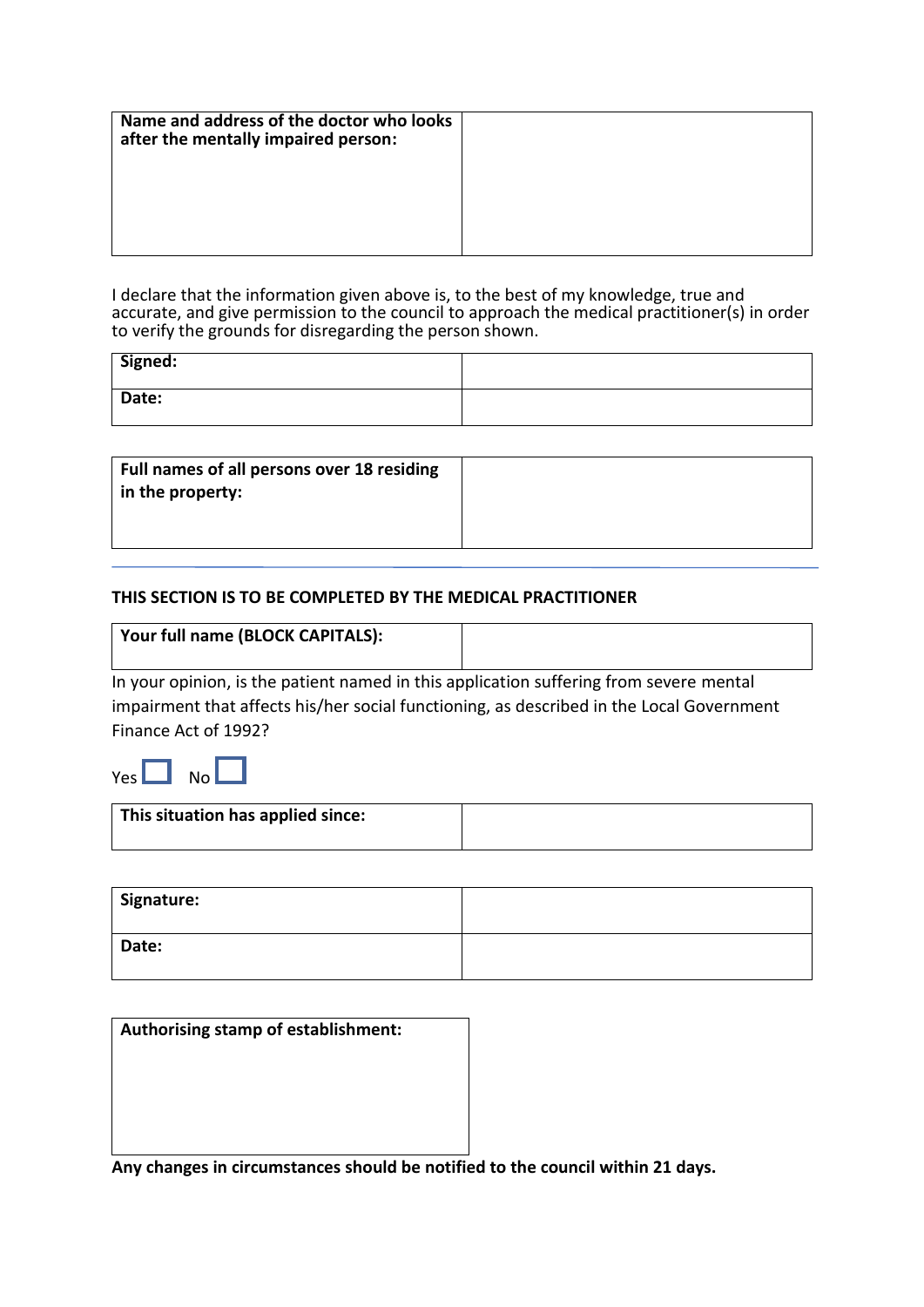| **Name and address of the doctor who looks after the mentally impaired person:** | |
|---|---|

I declare that the information given above is, to the best of my knowledge, true and accurate, and give permission to the council to approach the medical practitioner(s) in order to verify the grounds for disregarding the person shown.

| **Signed:** | |
|---|---|
| **Date:** | |

| **Full names of all persons over 18 residing in the property:** | |
|---|---|

---

**THIS SECTION IS TO BE COMPLETED BY THE MEDICAL PRACTITIONER**

| **Your full name (BLOCK CAPITALS):** | |
|---|---|

In your opinion, is the patient named in this application suffering from severe mental impairment that affects his/her social functioning, as described in the Local Government Finance Act of 1992?

Yes ☐ No ☐

| **This situation has applied since:** | |
|---|---|

| **Signature:** | |
|---|---|
| **Date:** | |

| **Authorising stamp of establishment:** |
|---|

**Any changes in circumstances should be notified to the council within 21 days.**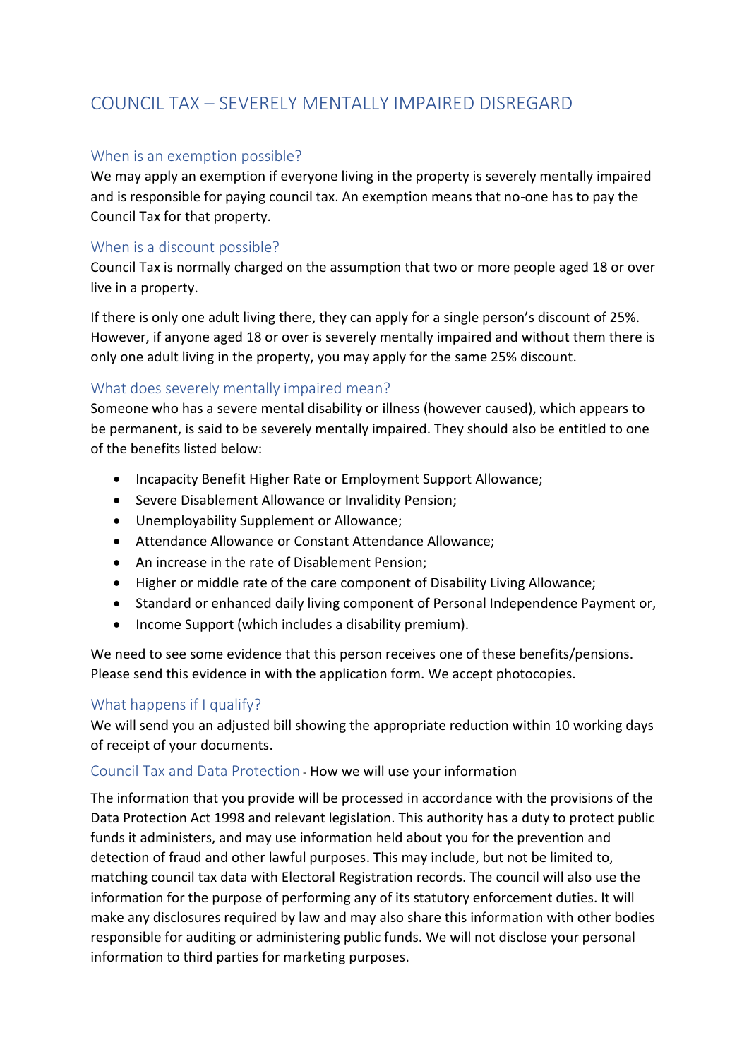# COUNCIL TAX – SEVERELY MENTALLY IMPAIRED DISREGARD

## When is an exemption possible?

We may apply an exemption if everyone living in the property is severely mentally impaired and is responsible for paying council tax. An exemption means that no-one has to pay the Council Tax for that property.

## When is a discount possible?

Council Tax is normally charged on the assumption that two or more people aged 18 or over live in a property.

If there is only one adult living there, they can apply for a single person's discount of 25%. However, if anyone aged 18 or over is severely mentally impaired and without them there is only one adult living in the property, you may apply for the same 25% discount.

## What does severely mentally impaired mean?

Someone who has a severe mental disability or illness (however caused), which appears to be permanent, is said to be severely mentally impaired. They should also be entitled to one of the benefits listed below:

- Incapacity Benefit Higher Rate or Employment Support Allowance;
- Severe Disablement Allowance or Invalidity Pension;
- Unemployability Supplement or Allowance;
- Attendance Allowance or Constant Attendance Allowance;
- An increase in the rate of Disablement Pension;
- Higher or middle rate of the care component of Disability Living Allowance;
- Standard or enhanced daily living component of Personal Independence Payment or,
- Income Support (which includes a disability premium).

We need to see some evidence that this person receives one of these benefits/pensions. Please send this evidence in with the application form. We accept photocopies.

## What happens if I qualify?

We will send you an adjusted bill showing the appropriate reduction within 10 working days of receipt of your documents.

## Council Tax and Data Protection - How we will use your information

The information that you provide will be processed in accordance with the provisions of the Data Protection Act 1998 and relevant legislation. This authority has a duty to protect public funds it administers, and may use information held about you for the prevention and detection of fraud and other lawful purposes. This may include, but not be limited to, matching council tax data with Electoral Registration records. The council will also use the information for the purpose of performing any of its statutory enforcement duties. It will make any disclosures required by law and may also share this information with other bodies responsible for auditing or administering public funds. We will not disclose your personal information to third parties for marketing purposes.